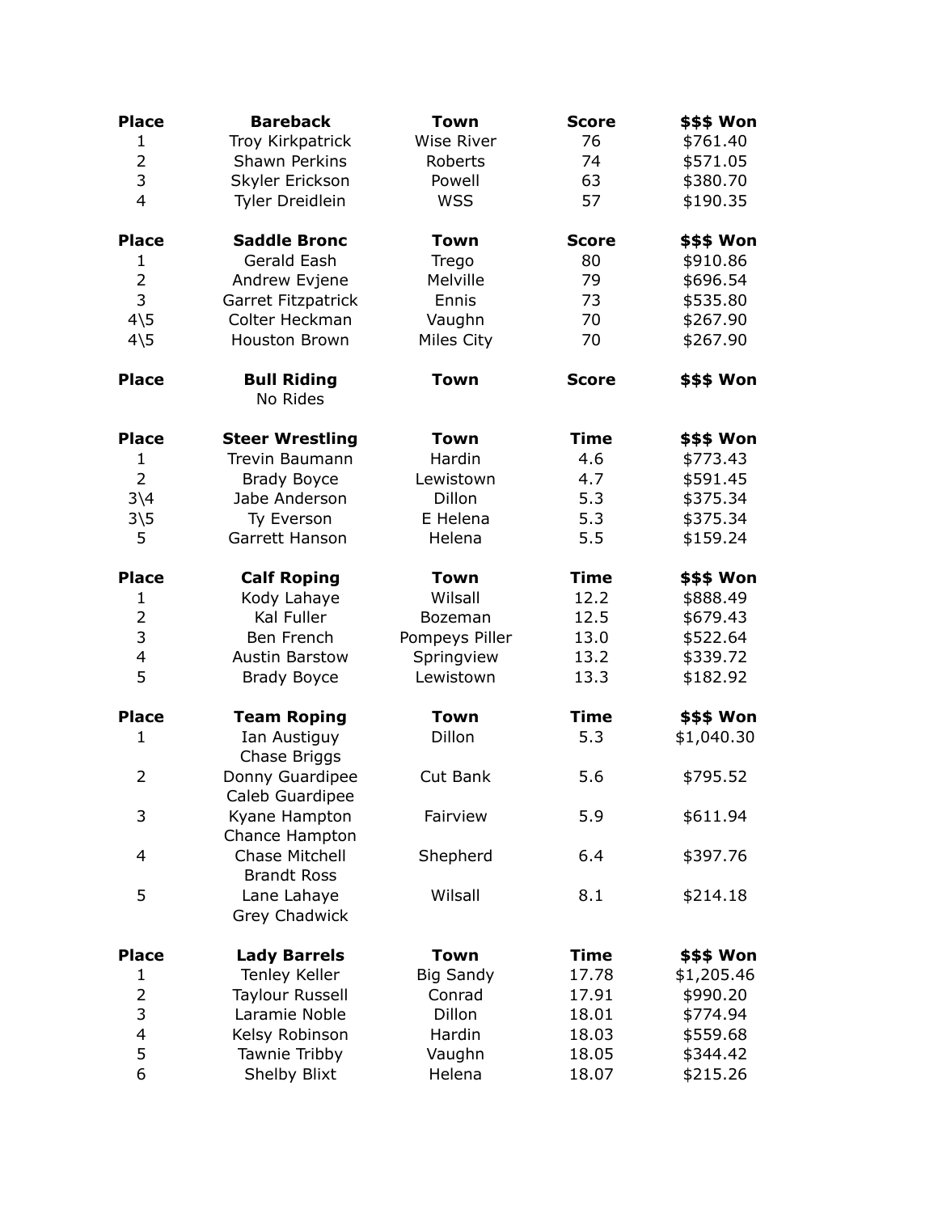| Place | Bareback | Town | Score | $$$ Won |
|---|---|---|---|---|
| 1 | Troy Kirkpatrick | Wise River | 76 | $761.40 |
| 2 | Shawn Perkins | Roberts | 74 | $571.05 |
| 3 | Skyler Erickson | Powell | 63 | $380.70 |
| 4 | Tyler Dreidlein | WSS | 57 | $190.35 |

| Place | Saddle Bronc | Town | Score | $$$ Won |
|---|---|---|---|---|
| 1 | Gerald Eash | Trego | 80 | $910.86 |
| 2 | Andrew Evjene | Melville | 79 | $696.54 |
| 3 | Garret Fitzpatrick | Ennis | 73 | $535.80 |
| 4\5 | Colter Heckman | Vaughn | 70 | $267.90 |
| 4\5 | Houston Brown | Miles City | 70 | $267.90 |

| Place | Bull Riding | Town | Score | $$$ Won |
|---|---|---|---|---|
| | No Rides | | | |

| Place | Steer Wrestling | Town | Time | $$$ Won |
|---|---|---|---|---|
| 1 | Trevin Baumann | Hardin | 4.6 | $773.43 |
| 2 | Brady Boyce | Lewistown | 4.7 | $591.45 |
| 3\4 | Jabe Anderson | Dillon | 5.3 | $375.34 |
| 3\5 | Ty Everson | E Helena | 5.3 | $375.34 |
| 5 | Garrett Hanson | Helena | 5.5 | $159.24 |

| Place | Calf Roping | Town | Time | $$$ Won |
|---|---|---|---|---|
| 1 | Kody Lahaye | Wilsall | 12.2 | $888.49 |
| 2 | Kal Fuller | Bozeman | 12.5 | $679.43 |
| 3 | Ben French | Pompeys Piller | 13.0 | $522.64 |
| 4 | Austin Barstow | Springview | 13.2 | $339.72 |
| 5 | Brady Boyce | Lewistown | 13.3 | $182.92 |

| Place | Team Roping | Town | Time | $$$ Won |
|---|---|---|---|---|
| 1 | Ian Austiguy<br>Chase Briggs | Dillon | 5.3 | $1,040.30 |
| 2 | Donny Guardipee<br>Caleb Guardipee | Cut Bank | 5.6 | $795.52 |
| 3 | Kyane Hampton<br>Chance Hampton | Fairview | 5.9 | $611.94 |
| 4 | Chase Mitchell<br>Brandt Ross | Shepherd | 6.4 | $397.76 |
| 5 | Lane Lahaye<br>Grey Chadwick | Wilsall | 8.1 | $214.18 |

| Place | Lady Barrels | Town | Time | $$$ Won |
|---|---|---|---|---|
| 1 | Tenley Keller | Big Sandy | 17.78 | $1,205.46 |
| 2 | Taylour Russell | Conrad | 17.91 | $990.20 |
| 3 | Laramie Noble | Dillon | 18.01 | $774.94 |
| 4 | Kelsy Robinson | Hardin | 18.03 | $559.68 |
| 5 | Tawnie Tribby | Vaughn | 18.05 | $344.42 |
| 6 | Shelby Blixt | Helena | 18.07 | $215.26 |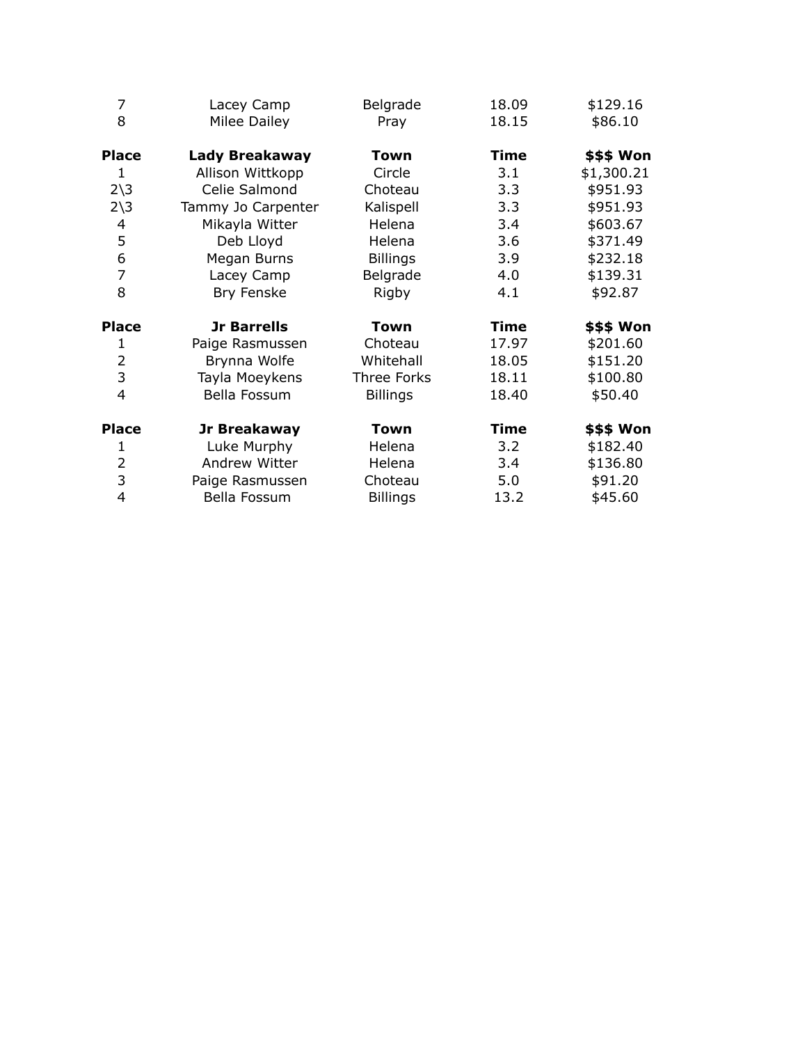| | | | | |
|---|---|---|---|---|
| 7 | Lacey Camp | Belgrade | 18.09 | $129.16 |
| 8 | Milee Dailey | Pray | 18.15 | $86.10 |

| Place | Lady Breakaway | Town | Time | $$$ Won |
|---|---|---|---|---|
| 1 | Allison Wittkopp | Circle | 3.1 | $1,300.21 |
| 2\3 | Celie Salmond | Choteau | 3.3 | $951.93 |
| 2\3 | Tammy Jo Carpenter | Kalispell | 3.3 | $951.93 |
| 4 | Mikayla Witter | Helena | 3.4 | $603.67 |
| 5 | Deb Lloyd | Helena | 3.6 | $371.49 |
| 6 | Megan Burns | Billings | 3.9 | $232.18 |
| 7 | Lacey Camp | Belgrade | 4.0 | $139.31 |
| 8 | Bry Fenske | Rigby | 4.1 | $92.87 |

| Place | Jr Barrells | Town | Time | $$$ Won |
|---|---|---|---|---|
| 1 | Paige Rasmussen | Choteau | 17.97 | $201.60 |
| 2 | Brynna Wolfe | Whitehall | 18.05 | $151.20 |
| 3 | Tayla Moeykens | Three Forks | 18.11 | $100.80 |
| 4 | Bella Fossum | Billings | 18.40 | $50.40 |

| Place | Jr Breakaway | Town | Time | $$$ Won |
|---|---|---|---|---|
| 1 | Luke Murphy | Helena | 3.2 | $182.40 |
| 2 | Andrew Witter | Helena | 3.4 | $136.80 |
| 3 | Paige Rasmussen | Choteau | 5.0 | $91.20 |
| 4 | Bella Fossum | Billings | 13.2 | $45.60 |